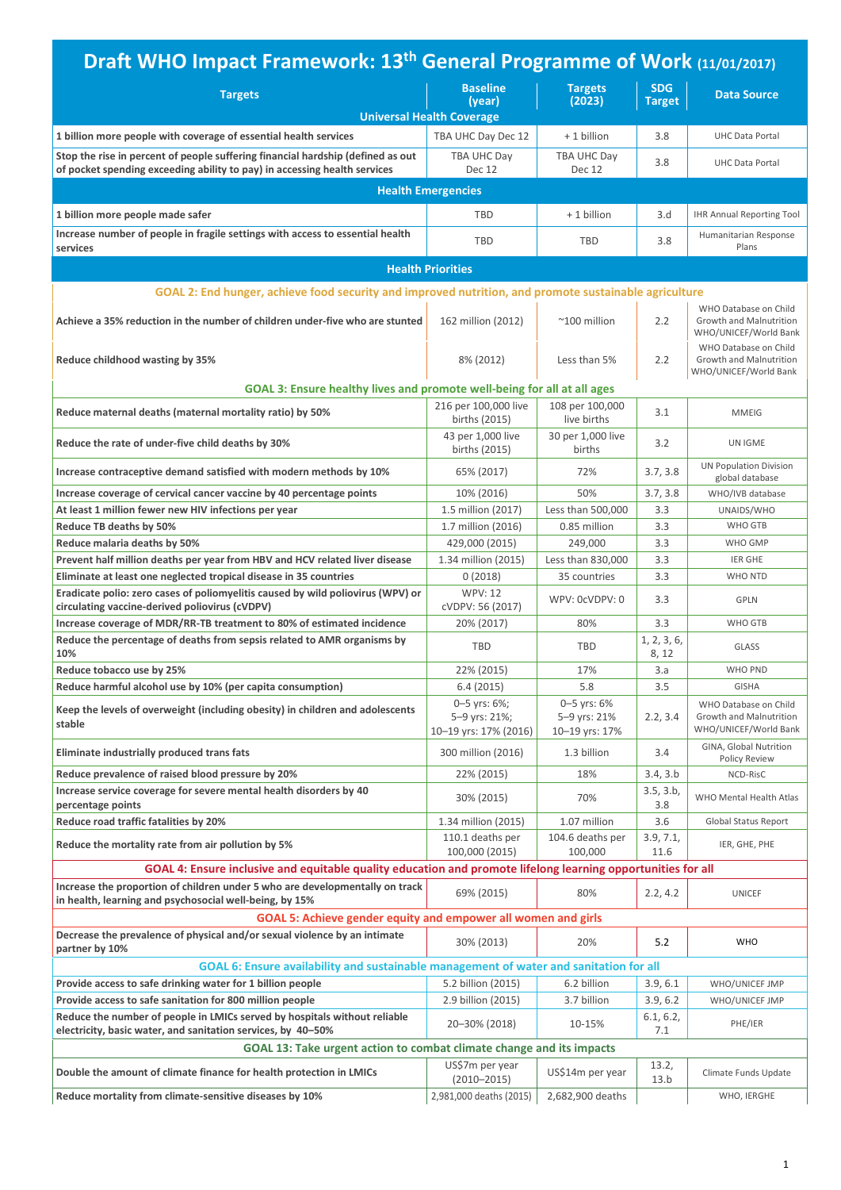# Draft WHO Impact Framework: 13th General Programme of Work (11/01/2017)

| Targets | Baseline (year) | Targets (2023) | SDG Target | Data Source |
|---|---|---|---|---|
| **Universal Health Coverage** | | | | |
| **1 billion more people with coverage of essential health services** | TBA UHC Day Dec 12 | + 1 billion | 3.8 | UHC Data Portal |
| **Stop the rise in percent of people suffering financial hardship (defined as out of pocket spending exceeding ability to pay) in accessing health services** | TBA UHC Day Dec 12 | TBA UHC Day Dec 12 | 3.8 | UHC Data Portal |
| **Health Emergencies** | | | | |
| **1 billion more people made safer** | TBD | + 1 billion | 3.d | IHR Annual Reporting Tool |
| **Increase number of people in fragile settings with access to essential health services** | TBD | TBD | 3.8 | Humanitarian Response Plans |
| **Health Priorities** | | | | |
| **GOAL 2: End hunger, achieve food security and improved nutrition, and promote sustainable agriculture** | | | | |
| **Achieve a 35% reduction in the number of children under-five who are stunted** | 162 million (2012) | ~100 million | 2.2 | WHO Database on Child Growth and Malnutrition WHO/UNICEF/World Bank |
| **Reduce childhood wasting by 35%** | 8% (2012) | Less than 5% | 2.2 | WHO Database on Child Growth and Malnutrition WHO/UNICEF/World Bank |
| **GOAL 3: Ensure healthy lives and promote well-being for all at all ages** | | | | |
| **Reduce maternal deaths (maternal mortality ratio) by 50%** | 216 per 100,000 live births (2015) | 108 per 100,000 live births | 3.1 | MMEIG |
| **Reduce the rate of under-five child deaths by 30%** | 43 per 1,000 live births (2015) | 30 per 1,000 live births | 3.2 | UN IGME |
| **Increase contraceptive demand satisfied with modern methods by 10%** | 65% (2017) | 72% | 3.7, 3.8 | UN Population Division global database |
| **Increase coverage of cervical cancer vaccine by 40 percentage points** | 10% (2016) | 50% | 3.7, 3.8 | WHO/IVB database |
| **At least 1 million fewer new HIV infections per year** | 1.5 million (2017) | Less than 500,000 | 3.3 | UNAIDS/WHO |
| **Reduce TB deaths by 50%** | 1.7 million (2016) | 0.85 million | 3.3 | WHO GTB |
| **Reduce malaria deaths by 50%** | 429,000 (2015) | 249,000 | 3.3 | WHO GMP |
| **Prevent half million deaths per year from HBV and HCV related liver disease** | 1.34 million (2015) | Less than 830,000 | 3.3 | IER GHE |
| **Eliminate at least one neglected tropical disease in 35 countries** | 0 (2018) | 35 countries | 3.3 | WHO NTD |
| **Eradicate polio: zero cases of poliomyelitis caused by wild poliovirus (WPV) or circulating vaccine-derived poliovirus (cVDPV)** | WPV: 12 cVDPV: 56 (2017) | WPV: 0cVDPV: 0 | 3.3 | GPLN |
| **Increase coverage of MDR/RR-TB treatment to 80% of estimated incidence** | 20% (2017) | 80% | 3.3 | WHO GTB |
| **Reduce the percentage of deaths from sepsis related to AMR organisms by 10%** | TBD | TBD | 1, 2, 3, 6, 8, 12 | GLASS |
| **Reduce tobacco use by 25%** | 22% (2015) | 17% | 3.a | WHO PND |
| **Reduce harmful alcohol use by 10% (per capita consumption)** | 6.4 (2015) | 5.8 | 3.5 | GISHA |
| **Keep the levels of overweight (including obesity) in children and adolescents stable** | 0–5 yrs: 6%; 5–9 yrs: 21%; 10–19 yrs: 17% (2016) | 0–5 yrs: 6% 5–9 yrs: 21% 10–19 yrs: 17% | 2.2, 3.4 | WHO Database on Child Growth and Malnutrition WHO/UNICEF/World Bank |
| **Eliminate industrially produced trans fats** | 300 million (2016) | 1.3 billion | 3.4 | GINA, Global Nutrition Policy Review |
| **Reduce prevalence of raised blood pressure by 20%** | 22% (2015) | 18% | 3.4, 3.b | NCD-RisC |
| **Increase service coverage for severe mental health disorders by 40 percentage points** | 30% (2015) | 70% | 3.5, 3.b, 3.8 | WHO Mental Health Atlas |
| **Reduce road traffic fatalities by 20%** | 1.34 million (2015) | 1.07 million | 3.6 | Global Status Report |
| **Reduce the mortality rate from air pollution by 5%** | 110.1 deaths per 100,000 (2015) | 104.6 deaths per 100,000 | 3.9, 7.1, 11.6 | IER, GHE, PHE |
| **GOAL 4: Ensure inclusive and equitable quality education and promote lifelong learning opportunities for all** | | | | |
| **Increase the proportion of children under 5 who are developmentally on track in health, learning and psychosocial well-being, by 15%** | 69% (2015) | 80% | 2.2, 4.2 | UNICEF |
| **GOAL 5: Achieve gender equity and empower all women and girls** | | | | |
| **Decrease the prevalence of physical and/or sexual violence by an intimate partner by 10%** | 30% (2013) | 20% | 5.2 | WHO |
| **GOAL 6: Ensure availability and sustainable management of water and sanitation for all** | | | | |
| **Provide access to safe drinking water for 1 billion people** | 5.2 billion (2015) | 6.2 billion | 3.9, 6.1 | WHO/UNICEF JMP |
| **Provide access to safe sanitation for 800 million people** | 2.9 billion (2015) | 3.7 billion | 3.9, 6.2 | WHO/UNICEF JMP |
| **Reduce the number of people in LMICs served by hospitals without reliable electricity, basic water, and sanitation services, by 40–50%** | 20–30% (2018) | 10-15% | 6.1, 6.2, 7.1 | PHE/IER |
| **GOAL 13: Take urgent action to combat climate change and its impacts** | | | | |
| **Double the amount of climate finance for health protection in LMICs** | US$7m per year (2010–2015) | US$14m per year | 13.2, 13.b | Climate Funds Update |
| **Reduce mortality from climate-sensitive diseases by 10%** | 2,981,000 deaths (2015) | 2,682,900 deaths | | WHO, IERGHE |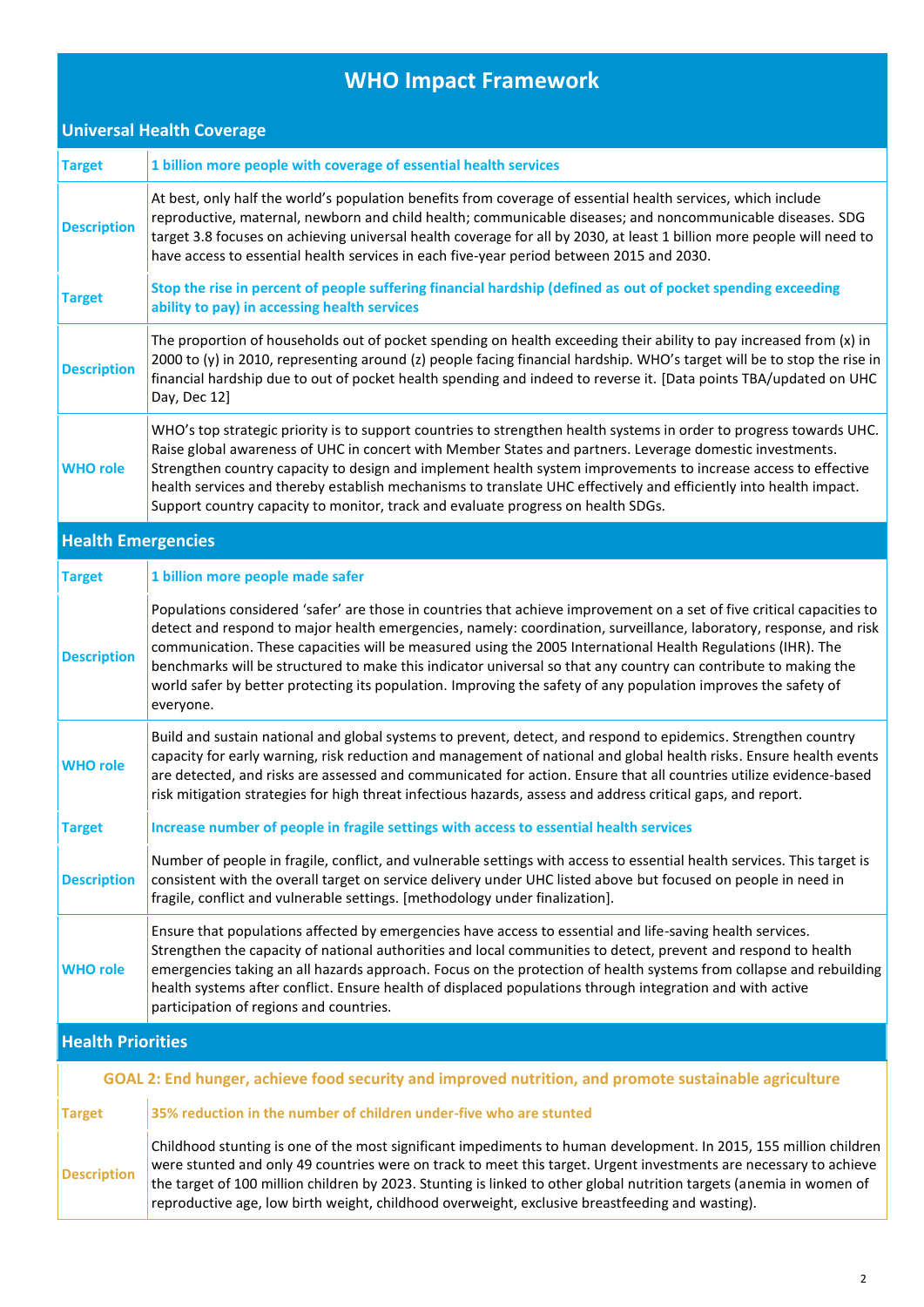# WHO Impact Framework

## Universal Health Coverage

| | |
|---|---|
| **Target** | **1 billion more people with coverage of essential health services** |
| **Description** | At best, only half the world's population benefits from coverage of essential health services, which include reproductive, maternal, newborn and child health; communicable diseases; and noncommunicable diseases. SDG target 3.8 focuses on achieving universal health coverage for all by 2030, at least 1 billion more people will need to have access to essential health services in each five-year period between 2015 and 2030. |
| **Target** | **Stop the rise in percent of people suffering financial hardship (defined as out of pocket spending exceeding ability to pay) in accessing health services** |
| **Description** | The proportion of households out of pocket spending on health exceeding their ability to pay increased from (x) in 2000 to (y) in 2010, representing around (z) people facing financial hardship. WHO's target will be to stop the rise in financial hardship due to out of pocket health spending and indeed to reverse it. [Data points TBA/updated on UHC Day, Dec 12] |
| **WHO role** | WHO's top strategic priority is to support countries to strengthen health systems in order to progress towards UHC. Raise global awareness of UHC in concert with Member States and partners. Leverage domestic investments. Strengthen country capacity to design and implement health system improvements to increase access to effective health services and thereby establish mechanisms to translate UHC effectively and efficiently into health impact. Support country capacity to monitor, track and evaluate progress on health SDGs. |

## Health Emergencies

| | |
|---|---|
| **Target** | **1 billion more people made safer** |
| **Description** | Populations considered 'safer' are those in countries that achieve improvement on a set of five critical capacities to detect and respond to major health emergencies, namely: coordination, surveillance, laboratory, response, and risk communication. These capacities will be measured using the 2005 International Health Regulations (IHR). The benchmarks will be structured to make this indicator universal so that any country can contribute to making the world safer by better protecting its population. Improving the safety of any population improves the safety of everyone. |
| **WHO role** | Build and sustain national and global systems to prevent, detect, and respond to epidemics. Strengthen country capacity for early warning, risk reduction and management of national and global health risks. Ensure health events are detected, and risks are assessed and communicated for action. Ensure that all countries utilize evidence-based risk mitigation strategies for high threat infectious hazards, assess and address critical gaps, and report. |
| **Target** | **Increase number of people in fragile settings with access to essential health services** |
| **Description** | Number of people in fragile, conflict, and vulnerable settings with access to essential health services. This target is consistent with the overall target on service delivery under UHC listed above but focused on people in need in fragile, conflict and vulnerable settings. [methodology under finalization]. |
| **WHO role** | Ensure that populations affected by emergencies have access to essential and life-saving health services. Strengthen the capacity of national authorities and local communities to detect, prevent and respond to health emergencies taking an all hazards approach. Focus on the protection of health systems from collapse and rebuilding health systems after conflict. Ensure health of displaced populations through integration and with active participation of regions and countries. |

## Health Priorities

### GOAL 2: End hunger, achieve food security and improved nutrition, and promote sustainable agriculture

| | |
|---|---|
| **Target** | **35% reduction in the number of children under-five who are stunted** |
| **Description** | Childhood stunting is one of the most significant impediments to human development. In 2015, 155 million children were stunted and only 49 countries were on track to meet this target. Urgent investments are necessary to achieve the target of 100 million children by 2023. Stunting is linked to other global nutrition targets (anemia in women of reproductive age, low birth weight, childhood overweight, exclusive breastfeeding and wasting). |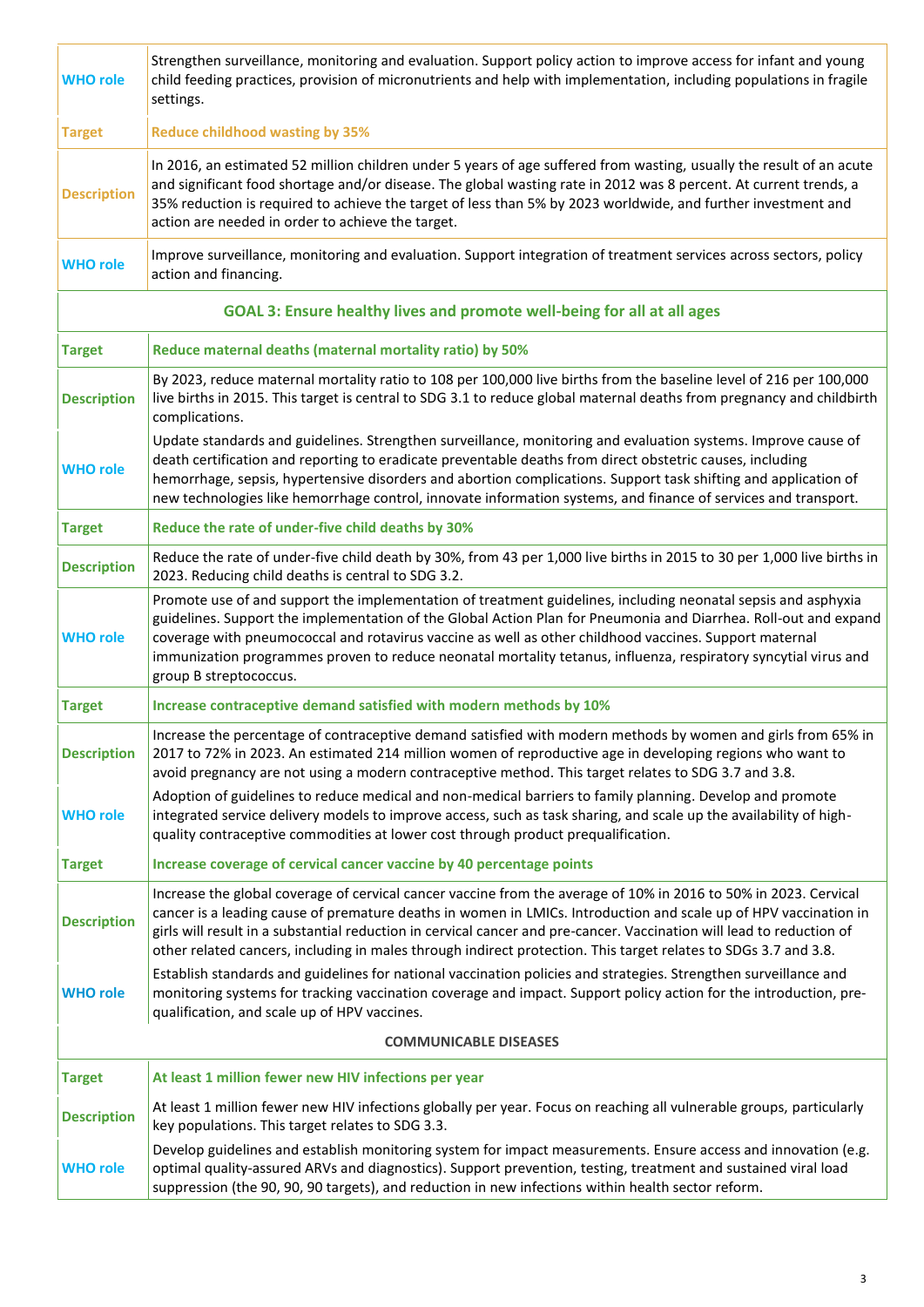| | |
|---|---|
| **WHO role** | Strengthen surveillance, monitoring and evaluation. Support policy action to improve access for infant and young child feeding practices, provision of micronutrients and help with implementation, including populations in fragile settings. |
| **Target** | **Reduce childhood wasting by 35%** |
| **Description** | In 2016, an estimated 52 million children under 5 years of age suffered from wasting, usually the result of an acute and significant food shortage and/or disease. The global wasting rate in 2012 was 8 percent. At current trends, a 35% reduction is required to achieve the target of less than 5% by 2023 worldwide, and further investment and action are needed in order to achieve the target. |
| **WHO role** | Improve surveillance, monitoring and evaluation. Support integration of treatment services across sectors, policy action and financing. |
| | **GOAL 3: Ensure healthy lives and promote well-being for all at all ages** |
| **Target** | **Reduce maternal deaths (maternal mortality ratio) by 50%** |
| **Description** | By 2023, reduce maternal mortality ratio to 108 per 100,000 live births from the baseline level of 216 per 100,000 live births in 2015. This target is central to SDG 3.1 to reduce global maternal deaths from pregnancy and childbirth complications. |
| **WHO role** | Update standards and guidelines. Strengthen surveillance, monitoring and evaluation systems. Improve cause of death certification and reporting to eradicate preventable deaths from direct obstetric causes, including hemorrhage, sepsis, hypertensive disorders and abortion complications. Support task shifting and application of new technologies like hemorrhage control, innovate information systems, and finance of services and transport. |
| **Target** | **Reduce the rate of under-five child deaths by 30%** |
| **Description** | Reduce the rate of under-five child death by 30%, from 43 per 1,000 live births in 2015 to 30 per 1,000 live births in 2023. Reducing child deaths is central to SDG 3.2. |
| **WHO role** | Promote use of and support the implementation of treatment guidelines, including neonatal sepsis and asphyxia guidelines. Support the implementation of the Global Action Plan for Pneumonia and Diarrhea. Roll-out and expand coverage with pneumococcal and rotavirus vaccine as well as other childhood vaccines. Support maternal immunization programmes proven to reduce neonatal mortality tetanus, influenza, respiratory syncytial virus and group B streptococcus. |
| **Target** | **Increase contraceptive demand satisfied with modern methods by 10%** |
| **Description** | Increase the percentage of contraceptive demand satisfied with modern methods by women and girls from 65% in 2017 to 72% in 2023. An estimated 214 million women of reproductive age in developing regions who want to avoid pregnancy are not using a modern contraceptive method. This target relates to SDG 3.7 and 3.8. |
| **WHO role** | Adoption of guidelines to reduce medical and non-medical barriers to family planning. Develop and promote integrated service delivery models to improve access, such as task sharing, and scale up the availability of high-quality contraceptive commodities at lower cost through product prequalification. |
| **Target** | **Increase coverage of cervical cancer vaccine by 40 percentage points** |
| **Description** | Increase the global coverage of cervical cancer vaccine from the average of 10% in 2016 to 50% in 2023. Cervical cancer is a leading cause of premature deaths in women in LMICs. Introduction and scale up of HPV vaccination in girls will result in a substantial reduction in cervical cancer and pre-cancer. Vaccination will lead to reduction of other related cancers, including in males through indirect protection. This target relates to SDGs 3.7 and 3.8. |
| **WHO role** | Establish standards and guidelines for national vaccination policies and strategies. Strengthen surveillance and monitoring systems for tracking vaccination coverage and impact. Support policy action for the introduction, pre-qualification, and scale up of HPV vaccines. |
| | **COMMUNICABLE DISEASES** |
| **Target** | **At least 1 million fewer new HIV infections per year** |
| **Description** | At least 1 million fewer new HIV infections globally per year. Focus on reaching all vulnerable groups, particularly key populations. This target relates to SDG 3.3. |
| **WHO role** | Develop guidelines and establish monitoring system for impact measurements. Ensure access and innovation (e.g. optimal quality-assured ARVs and diagnostics). Support prevention, testing, treatment and sustained viral load suppression (the 90, 90, 90 targets), and reduction in new infections within health sector reform. |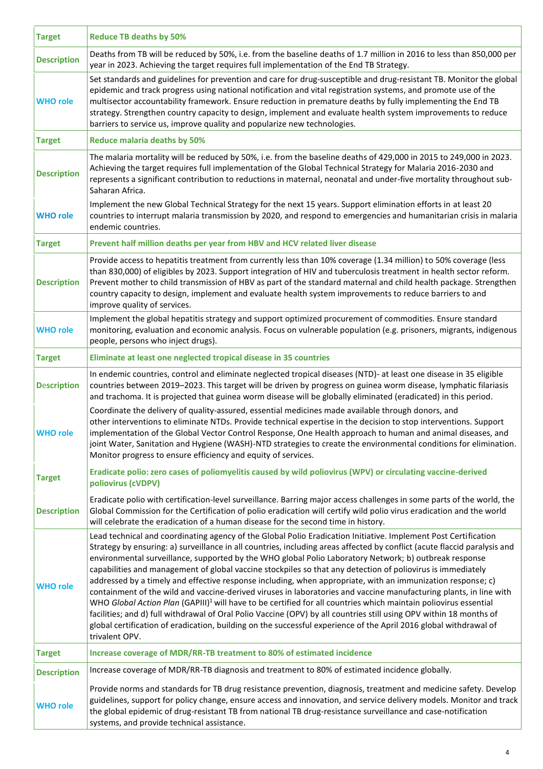| | |
|---|---|
| **Target** | **Reduce TB deaths by 50%** |
| **Description** | Deaths from TB will be reduced by 50%, i.e. from the baseline deaths of 1.7 million in 2016 to less than 850,000 per year in 2023. Achieving the target requires full implementation of the End TB Strategy. |
| **WHO role** | Set standards and guidelines for prevention and care for drug-susceptible and drug-resistant TB. Monitor the global epidemic and track progress using national notification and vital registration systems, and promote use of the multisector accountability framework. Ensure reduction in premature deaths by fully implementing the End TB strategy. Strengthen country capacity to design, implement and evaluate health system improvements to reduce barriers to service us, improve quality and popularize new technologies. |
| **Target** | **Reduce malaria deaths by 50%** |
| **Description** | The malaria mortality will be reduced by 50%, i.e. from the baseline deaths of 429,000 in 2015 to 249,000 in 2023. Achieving the target requires full implementation of the Global Technical Strategy for Malaria 2016-2030 and represents a significant contribution to reductions in maternal, neonatal and under-five mortality throughout sub-Saharan Africa. |
| **WHO role** | Implement the new Global Technical Strategy for the next 15 years. Support elimination efforts in at least 20 countries to interrupt malaria transmission by 2020, and respond to emergencies and humanitarian crisis in malaria endemic countries. |
| **Target** | **Prevent half million deaths per year from HBV and HCV related liver disease** |
| **Description** | Provide access to hepatitis treatment from currently less than 10% coverage (1.34 million) to 50% coverage (less than 830,000) of eligibles by 2023. Support integration of HIV and tuberculosis treatment in health sector reform. Prevent mother to child transmission of HBV as part of the standard maternal and child health package. Strengthen country capacity to design, implement and evaluate health system improvements to reduce barriers to and improve quality of services. |
| **WHO role** | Implement the global hepatitis strategy and support optimized procurement of commodities. Ensure standard monitoring, evaluation and economic analysis. Focus on vulnerable population (e.g. prisoners, migrants, indigenous people, persons who inject drugs). |
| **Target** | **Eliminate at least one neglected tropical disease in 35 countries** |
| **Description** | In endemic countries, control and eliminate neglected tropical diseases (NTD)- at least one disease in 35 eligible countries between 2019–2023. This target will be driven by progress on guinea worm disease, lymphatic filariasis and trachoma. It is projected that guinea worm disease will be globally eliminated (eradicated) in this period. |
| **WHO role** | Coordinate the delivery of quality-assured, essential medicines made available through donors, and other interventions to eliminate NTDs. Provide technical expertise in the decision to stop interventions. Support implementation of the Global Vector Control Response, One Health approach to human and animal diseases, and joint Water, Sanitation and Hygiene (WASH)-NTD strategies to create the environmental conditions for elimination. Monitor progress to ensure efficiency and equity of services. |
| **Target** | **Eradicate polio: zero cases of poliomyelitis caused by wild poliovirus (WPV) or circulating vaccine-derived poliovirus (cVDPV)** |
| **Description** | Eradicate polio with certification-level surveillance. Barring major access challenges in some parts of the world, the Global Commission for the Certification of polio eradication will certify wild polio virus eradication and the world will celebrate the eradication of a human disease for the second time in history. |
| **WHO role** | Lead technical and coordinating agency of the Global Polio Eradication Initiative. Implement Post Certification Strategy by ensuring: a) surveillance in all countries, including areas affected by conflict (acute flaccid paralysis and environmental surveillance, supported by the WHO global Polio Laboratory Network; b) outbreak response capabilities and management of global vaccine stockpiles so that any detection of poliovirus is immediately addressed by a timely and effective response including, when appropriate, with an immunization response; c) containment of the wild and vaccine-derived viruses in laboratories and vaccine manufacturing plants, in line with WHO *Global Action Plan* (GAPIII)[1] will have to be certified for all countries which maintain poliovirus essential facilities; and d) full withdrawal of Oral Polio Vaccine (OPV) by all countries still using OPV within 18 months of global certification of eradication, building on the successful experience of the April 2016 global withdrawal of trivalent OPV. |
| **Target** | **Increase coverage of MDR/RR-TB treatment to 80% of estimated incidence** |
| **Description** | Increase coverage of MDR/RR-TB diagnosis and treatment to 80% of estimated incidence globally. |
| **WHO role** | Provide norms and standards for TB drug resistance prevention, diagnosis, treatment and medicine safety. Develop guidelines, support for policy change, ensure access and innovation, and service delivery models. Monitor and track the global epidemic of drug-resistant TB from national TB drug-resistance surveillance and case-notification systems, and provide technical assistance. |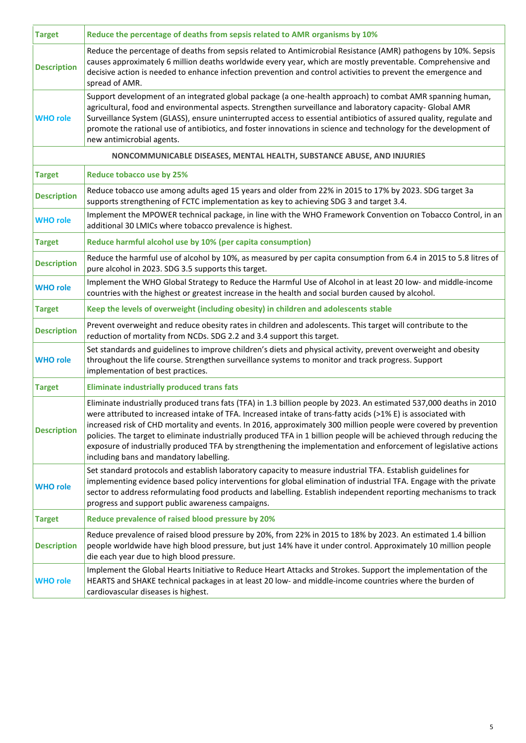| | |
|---|---|
| **Target** | **Reduce the percentage of deaths from sepsis related to AMR organisms by 10%** |
| **Description** | Reduce the percentage of deaths from sepsis related to Antimicrobial Resistance (AMR) pathogens by 10%. Sepsis causes approximately 6 million deaths worldwide every year, which are mostly preventable. Comprehensive and decisive action is needed to enhance infection prevention and control activities to prevent the emergence and spread of AMR. |
| **WHO role** | Support development of an integrated global package (a one-health approach) to combat AMR spanning human, agricultural, food and environmental aspects. Strengthen surveillance and laboratory capacity- Global AMR Surveillance System (GLASS), ensure uninterrupted access to essential antibiotics of assured quality, regulate and promote the rational use of antibiotics, and foster innovations in science and technology for the development of new antimicrobial agents. |
| **NONCOMMUNICABLE DISEASES, MENTAL HEALTH, SUBSTANCE ABUSE, AND INJURIES** | |
| **Target** | **Reduce tobacco use by 25%** |
| **Description** | Reduce tobacco use among adults aged 15 years and older from 22% in 2015 to 17% by 2023. SDG target 3a supports strengthening of FCTC implementation as key to achieving SDG 3 and target 3.4. |
| **WHO role** | Implement the MPOWER technical package, in line with the WHO Framework Convention on Tobacco Control, in an additional 30 LMICs where tobacco prevalence is highest. |
| **Target** | **Reduce harmful alcohol use by 10% (per capita consumption)** |
| **Description** | Reduce the harmful use of alcohol by 10%, as measured by per capita consumption from 6.4 in 2015 to 5.8 litres of pure alcohol in 2023. SDG 3.5 supports this target. |
| **WHO role** | Implement the WHO Global Strategy to Reduce the Harmful Use of Alcohol in at least 20 low- and middle-income countries with the highest or greatest increase in the health and social burden caused by alcohol. |
| **Target** | **Keep the levels of overweight (including obesity) in children and adolescents stable** |
| **Description** | Prevent overweight and reduce obesity rates in children and adolescents. This target will contribute to the reduction of mortality from NCDs. SDG 2.2 and 3.4 support this target. |
| **WHO role** | Set standards and guidelines to improve children's diets and physical activity, prevent overweight and obesity throughout the life course. Strengthen surveillance systems to monitor and track progress. Support implementation of best practices. |
| **Target** | **Eliminate industrially produced trans fats** |
| **Description** | Eliminate industrially produced trans fats (TFA) in 1.3 billion people by 2023. An estimated 537,000 deaths in 2010 were attributed to increased intake of TFA. Increased intake of trans-fatty acids (>1% E) is associated with increased risk of CHD mortality and events. In 2016, approximately 300 million people were covered by prevention policies. The target to eliminate industrially produced TFA in 1 billion people will be achieved through reducing the exposure of industrially produced TFA by strengthening the implementation and enforcement of legislative actions including bans and mandatory labelling. |
| **WHO role** | Set standard protocols and establish laboratory capacity to measure industrial TFA. Establish guidelines for implementing evidence based policy interventions for global elimination of industrial TFA. Engage with the private sector to address reformulating food products and labelling. Establish independent reporting mechanisms to track progress and support public awareness campaigns. |
| **Target** | **Reduce prevalence of raised blood pressure by 20%** |
| **Description** | Reduce prevalence of raised blood pressure by 20%, from 22% in 2015 to 18% by 2023. An estimated 1.4 billion people worldwide have high blood pressure, but just 14% have it under control. Approximately 10 million people die each year due to high blood pressure. |
| **WHO role** | Implement the Global Hearts Initiative to Reduce Heart Attacks and Strokes. Support the implementation of the HEARTS and SHAKE technical packages in at least 20 low- and middle-income countries where the burden of cardiovascular diseases is highest. |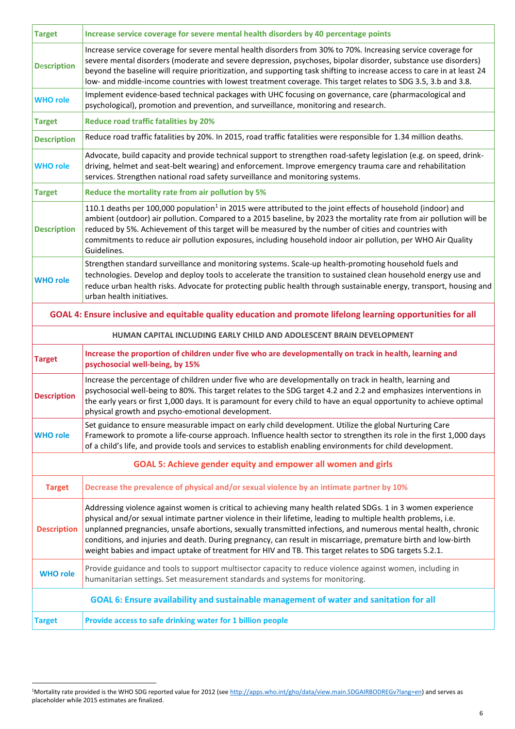| | |
|---|---|
| **Target** | **Increase service coverage for severe mental health disorders by 40 percentage points** |
| **Description** | Increase service coverage for severe mental health disorders from 30% to 70%. Increasing service coverage for severe mental disorders (moderate and severe depression, psychoses, bipolar disorder, substance use disorders) beyond the baseline will require prioritization, and supporting task shifting to increase access to care in at least 24 low- and middle-income countries with lowest treatment coverage. This target relates to SDG 3.5, 3.b and 3.8. |
| **WHO role** | Implement evidence-based technical packages with UHC focusing on governance, care (pharmacological and psychological), promotion and prevention, and surveillance, monitoring and research. |
| **Target** | **Reduce road traffic fatalities by 20%** |
| **Description** | Reduce road traffic fatalities by 20%. In 2015, road traffic fatalities were responsible for 1.34 million deaths. |
| **WHO role** | Advocate, build capacity and provide technical support to strengthen road-safety legislation (e.g. on speed, drink-driving, helmet and seat-belt wearing) and enforcement. Improve emergency trauma care and rehabilitation services. Strengthen national road safety surveillance and monitoring systems. |
| **Target** | **Reduce the mortality rate from air pollution by 5%** |
| **Description** | 110.1 deaths per 100,000 population[1] in 2015 were attributed to the joint effects of household (indoor) and ambient (outdoor) air pollution. Compared to a 2015 baseline, by 2023 the mortality rate from air pollution will be reduced by 5%. Achievement of this target will be measured by the number of cities and countries with commitments to reduce air pollution exposures, including household indoor air pollution, per WHO Air Quality Guidelines. |
| **WHO role** | Strengthen standard surveillance and monitoring systems. Scale-up health-promoting household fuels and technologies. Develop and deploy tools to accelerate the transition to sustained clean household energy use and reduce urban health risks. Advocate for protecting public health through sustainable energy, transport, housing and urban health initiatives. |
| **GOAL 4: Ensure inclusive and equitable quality education and promote lifelong learning opportunities for all** | |
| **HUMAN CAPITAL INCLUDING EARLY CHILD AND ADOLESCENT BRAIN DEVELOPMENT** | |
| **Target** | **Increase the proportion of children under five who are developmentally on track in health, learning and psychosocial well-being, by 15%** |
| **Description** | Increase the percentage of children under five who are developmentally on track in health, learning and psychosocial well-being to 80%. This target relates to the SDG target 4.2 and 2.2 and emphasizes interventions in the early years or first 1,000 days. It is paramount for every child to have an equal opportunity to achieve optimal physical growth and psycho-emotional development. |
| **WHO role** | Set guidance to ensure measurable impact on early child development. Utilize the global Nurturing Care Framework to promote a life-course approach. Influence health sector to strengthen its role in the first 1,000 days of a child's life, and provide tools and services to establish enabling environments for child development. |
| **GOAL 5: Achieve gender equity and empower all women and girls** | |
| **Target** | **Decrease the prevalence of physical and/or sexual violence by an intimate partner by 10%** |
| **Description** | Addressing violence against women is critical to achieving many health related SDGs. 1 in 3 women experience physical and/or sexual intimate partner violence in their lifetime, leading to multiple health problems, i.e. unplanned pregnancies, unsafe abortions, sexually transmitted infections, and numerous mental health, chronic conditions, and injuries and death. During pregnancy, can result in miscarriage, premature birth and low-birth weight babies and impact uptake of treatment for HIV and TB. This target relates to SDG targets 5.2.1. |
| **WHO role** | Provide guidance and tools to support multisector capacity to reduce violence against women, including in humanitarian settings. Set measurement standards and systems for monitoring. |
| **GOAL 6: Ensure availability and sustainable management of water and sanitation for all** | |
| **Target** | **Provide access to safe drinking water for 1 billion people** |

[1]Mortality rate provided is the WHO SDG reported value for 2012 (see http://apps.who.int/gho/data/view.main.SDGAIRBODREGv?lang=en) and serves as placeholder while 2015 estimates are finalized.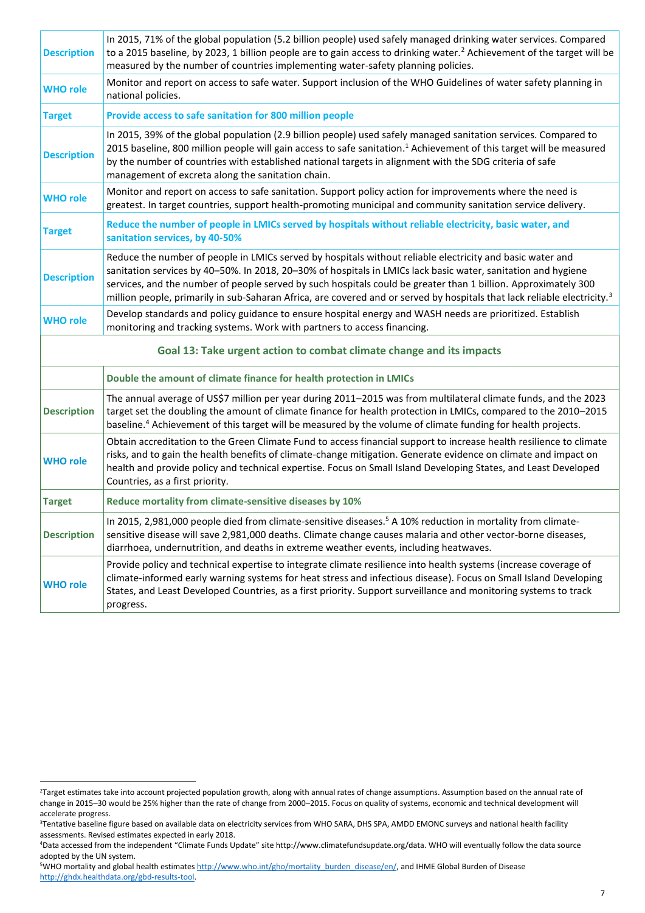| | |
|---|---|
| **Description** | In 2015, 71% of the global population (5.2 billion people) used safely managed drinking water services. Compared to a 2015 baseline, by 2023, 1 billion people are to gain access to drinking water.[2] Achievement of the target will be measured by the number of countries implementing water-safety planning policies. |
| **WHO role** | Monitor and report on access to safe water. Support inclusion of the WHO Guidelines of water safety planning in national policies. |
| **Target** | **Provide access to safe sanitation for 800 million people** |
| **Description** | In 2015, 39% of the global population (2.9 billion people) used safely managed sanitation services. Compared to 2015 baseline, 800 million people will gain access to safe sanitation.[1] Achievement of this target will be measured by the number of countries with established national targets in alignment with the SDG criteria of safe management of excreta along the sanitation chain. |
| **WHO role** | Monitor and report on access to safe sanitation. Support policy action for improvements where the need is greatest. In target countries, support health-promoting municipal and community sanitation service delivery. |
| **Target** | **Reduce the number of people in LMICs served by hospitals without reliable electricity, basic water, and sanitation services, by 40-50%** |
| **Description** | Reduce the number of people in LMICs served by hospitals without reliable electricity and basic water and sanitation services by 40–50%. In 2018, 20–30% of hospitals in LMICs lack basic water, sanitation and hygiene services, and the number of people served by such hospitals could be greater than 1 billion. Approximately 300 million people, primarily in sub-Saharan Africa, are covered and or served by hospitals that lack reliable electricity.[3] |
| **WHO role** | Develop standards and policy guidance to ensure hospital energy and WASH needs are prioritized. Establish monitoring and tracking systems. Work with partners to access financing. |
| **Goal 13: Take urgent action to combat climate change and its impacts** | |
| | **Double the amount of climate finance for health protection in LMICs** |
| **Description** | The annual average of US$7 million per year during 2011–2015 was from multilateral climate funds, and the 2023 target set the doubling the amount of climate finance for health protection in LMICs, compared to the 2010–2015 baseline.[4] Achievement of this target will be measured by the volume of climate funding for health projects. |
| **WHO role** | Obtain accreditation to the Green Climate Fund to access financial support to increase health resilience to climate risks, and to gain the health benefits of climate-change mitigation. Generate evidence on climate and impact on health and provide policy and technical expertise. Focus on Small Island Developing States, and Least Developed Countries, as a first priority. |
| **Target** | **Reduce mortality from climate-sensitive diseases by 10%** |
| **Description** | In 2015, 2,981,000 people died from climate-sensitive diseases.[5] A 10% reduction in mortality from climate-sensitive disease will save 2,981,000 deaths. Climate change causes malaria and other vector-borne diseases, diarrhoea, undernutrition, and deaths in extreme weather events, including heatwaves. |
| **WHO role** | Provide policy and technical expertise to integrate climate resilience into health systems (increase coverage of climate-informed early warning systems for heat stress and infectious disease). Focus on Small Island Developing States, and Least Developed Countries, as a first priority. Support surveillance and monitoring systems to track progress. |

[2]Target estimates take into account projected population growth, along with annual rates of change assumptions. Assumption based on the annual rate of change in 2015–30 would be 25% higher than the rate of change from 2000–2015. Focus on quality of systems, economic and technical development will accelerate progress.

[3]Tentative baseline figure based on available data on electricity services from WHO SARA, DHS SPA, AMDD EMONC surveys and national health facility assessments. Revised estimates expected in early 2018.

[4]Data accessed from the independent "Climate Funds Update" site http://www.climatefundsupdate.org/data. WHO will eventually follow the data source adopted by the UN system.

[5]WHO mortality and global health estimates http://www.who.int/gho/mortality_burden_disease/en/, and IHME Global Burden of Disease http://ghdx.healthdata.org/gbd-results-tool.